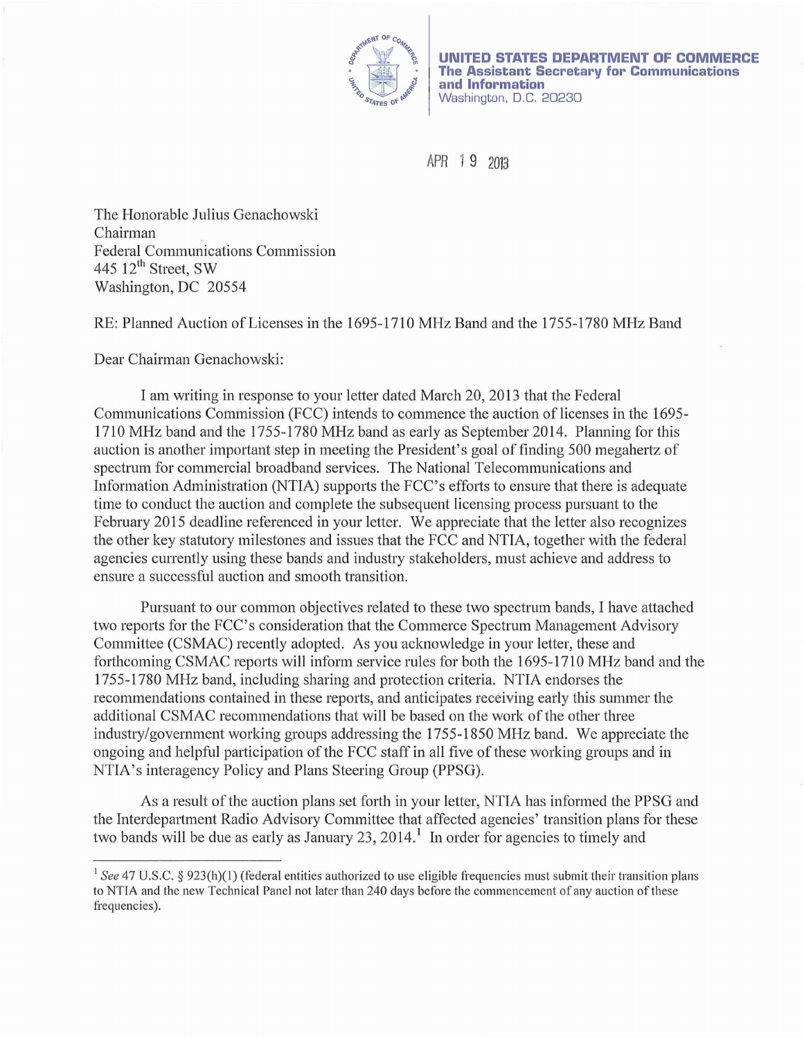**UNITED STATES DEPARTMENT OF COMMERCE**
**The Assistant Secretary for Communications and Information**
Washington, D.C. 20230

APR 19 2013

The Honorable Julius Genachowski
Chairman
Federal Communications Commission
445 12th Street, SW
Washington, DC 20554

RE: Planned Auction of Licenses in the 1695-1710 MHz Band and the 1755-1780 MHz Band

Dear Chairman Genachowski:

I am writing in response to your letter dated March 20, 2013 that the Federal Communications Commission (FCC) intends to commence the auction of licenses in the 1695-1710 MHz band and the 1755-1780 MHz band as early as September 2014. Planning for this auction is another important step in meeting the President's goal of finding 500 megahertz of spectrum for commercial broadband services. The National Telecommunications and Information Administration (NTIA) supports the FCC's efforts to ensure that there is adequate time to conduct the auction and complete the subsequent licensing process pursuant to the February 2015 deadline referenced in your letter. We appreciate that the letter also recognizes the other key statutory milestones and issues that the FCC and NTIA, together with the federal agencies currently using these bands and industry stakeholders, must achieve and address to ensure a successful auction and smooth transition.

Pursuant to our common objectives related to these two spectrum bands, I have attached two reports for the FCC's consideration that the Commerce Spectrum Management Advisory Committee (CSMAC) recently adopted. As you acknowledge in your letter, these and forthcoming CSMAC reports will inform service rules for both the 1695-1710 MHz band and the 1755-1780 MHz band, including sharing and protection criteria. NTIA endorses the recommendations contained in these reports, and anticipates receiving early this summer the additional CSMAC recommendations that will be based on the work of the other three industry/government working groups addressing the 1755-1850 MHz band. We appreciate the ongoing and helpful participation of the FCC staff in all five of these working groups and in NTIA's interagency Policy and Plans Steering Group (PPSG).

As a result of the auction plans set forth in your letter, NTIA has informed the PPSG and the Interdepartment Radio Advisory Committee that affected agencies' transition plans for these two bands will be due as early as January 23, 2014.[1] In order for agencies to timely and

---

[1] *See* 47 U.S.C. § 923(h)(1) (federal entities authorized to use eligible frequencies must submit their transition plans to NTIA and the new Technical Panel not later than 240 days before the commencement of any auction of these frequencies).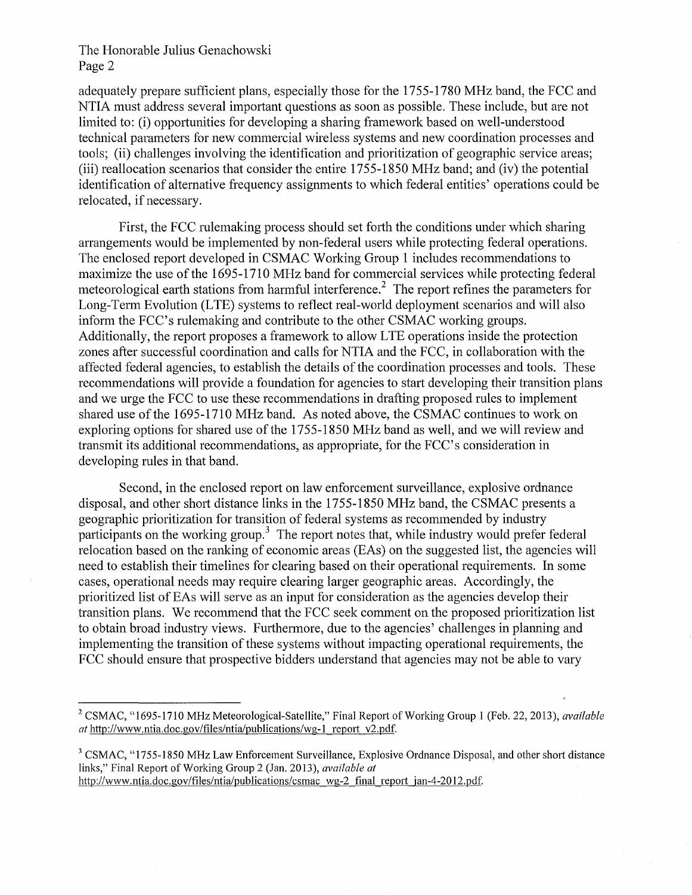adequately prepare sufficient plans, especially those for the 1755-1780 MHz band, the FCC and NTIA must address several important questions as soon as possible. These include, but are not limited to: (i) opportunities for developing a sharing framework based on well-understood technical parameters for new commercial wireless systems and new coordination processes and tools; (ii) challenges involving the identification and prioritization of geographic service areas; (iii) reallocation scenarios that consider the entire 1755-1850 MHz band; and (iv) the potential identification of alternative frequency assignments to which federal entities' operations could be relocated, if necessary.

First, the FCC rulemaking process should set forth the conditions under which sharing arrangements would be implemented by non-federal users while protecting federal operations. The enclosed report developed in CSMAC Working Group 1 includes recommendations to maximize the use of the 1695-1710 MHz band for commercial services while protecting federal meteorological earth stations from harmful interference.[2] The report refines the parameters for Long-Term Evolution (LTE) systems to reflect real-world deployment scenarios and will also inform the FCC's rulemaking and contribute to the other CSMAC working groups. Additionally, the report proposes a framework to allow LTE operations inside the protection zones after successful coordination and calls for NTIA and the FCC, in collaboration with the affected federal agencies, to establish the details of the coordination processes and tools. These recommendations will provide a foundation for agencies to start developing their transition plans and we urge the FCC to use these recommendations in drafting proposed rules to implement shared use of the 1695-1710 MHz band. As noted above, the CSMAC continues to work on exploring options for shared use of the 1755-1850 MHz band as well, and we will review and transmit its additional recommendations, as appropriate, for the FCC's consideration in developing rules in that band.

Second, in the enclosed report on law enforcement surveillance, explosive ordnance disposal, and other short distance links in the 1755-1850 MHz band, the CSMAC presents a geographic prioritization for transition of federal systems as recommended by industry participants on the working group.[3] The report notes that, while industry would prefer federal relocation based on the ranking of economic areas (EAs) on the suggested list, the agencies will need to establish their timelines for clearing based on their operational requirements. In some cases, operational needs may require clearing larger geographic areas. Accordingly, the prioritized list of EAs will serve as an input for consideration as the agencies develop their transition plans. We recommend that the FCC seek comment on the proposed prioritization list to obtain broad industry views. Furthermore, due to the agencies' challenges in planning and implementing the transition of these systems without impacting operational requirements, the FCC should ensure that prospective bidders understand that agencies may not be able to vary

---

[2] CSMAC, "1695-1710 MHz Meteorological-Satellite," Final Report of Working Group 1 (Feb. 22, 2013), *available at* http://www.ntia.doc.gov/files/ntia/publications/wg-1_report_v2.pdf.

[3] CSMAC, "1755-1850 MHz Law Enforcement Surveillance, Explosive Ordnance Disposal, and other short distance links," Final Report of Working Group 2 (Jan. 2013), *available at* http://www.ntia.doc.gov/files/ntia/publications/csmac_wg-2_final_report_jan-4-2012.pdf.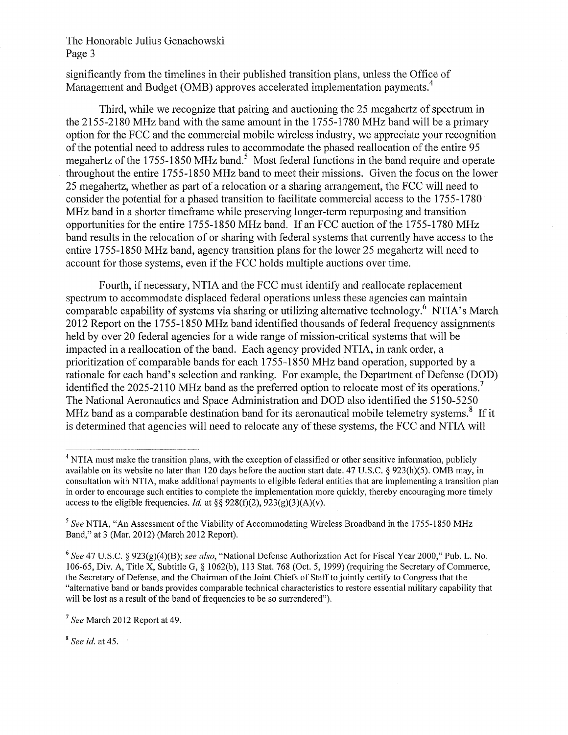significantly from the timelines in their published transition plans, unless the Office of Management and Budget (OMB) approves accelerated implementation payments.[4]

Third, while we recognize that pairing and auctioning the 25 megahertz of spectrum in the 2155-2180 MHz band with the same amount in the 1755-1780 MHz band will be a primary option for the FCC and the commercial mobile wireless industry, we appreciate your recognition of the potential need to address rules to accommodate the phased reallocation of the entire 95 megahertz of the 1755-1850 MHz band.[5] Most federal functions in the band require and operate throughout the entire 1755-1850 MHz band to meet their missions. Given the focus on the lower 25 megahertz, whether as part of a relocation or a sharing arrangement, the FCC will need to consider the potential for a phased transition to facilitate commercial access to the 1755-1780 MHz band in a shorter timeframe while preserving longer-term repurposing and transition opportunities for the entire 1755-1850 MHz band. If an FCC auction of the 1755-1780 MHz band results in the relocation of or sharing with federal systems that currently have access to the entire 1755-1850 MHz band, agency transition plans for the lower 25 megahertz will need to account for those systems, even if the FCC holds multiple auctions over time.

Fourth, if necessary, NTIA and the FCC must identify and reallocate replacement spectrum to accommodate displaced federal operations unless these agencies can maintain comparable capability of systems via sharing or utilizing alternative technology.[6] NTIA's March 2012 Report on the 1755-1850 MHz band identified thousands of federal frequency assignments held by over 20 federal agencies for a wide range of mission-critical systems that will be impacted in a reallocation of the band. Each agency provided NTIA, in rank order, a prioritization of comparable bands for each 1755-1850 MHz band operation, supported by a rationale for each band's selection and ranking. For example, the Department of Defense (DOD) identified the 2025-2110 MHz band as the preferred option to relocate most of its operations.[7] The National Aeronautics and Space Administration and DOD also identified the 5150-5250 MHz band as a comparable destination band for its aeronautical mobile telemetry systems.[8] If it is determined that agencies will need to relocate any of these systems, the FCC and NTIA will

---

[4] NTIA must make the transition plans, with the exception of classified or other sensitive information, publicly available on its website no later than 120 days before the auction start date. 47 U.S.C. § 923(h)(5). OMB may, in consultation with NTIA, make additional payments to eligible federal entities that are implementing a transition plan in order to encourage such entities to complete the implementation more quickly, thereby encouraging more timely access to the eligible frequencies. *Id.* at §§ 928(f)(2), 923(g)(3)(A)(v).

[5] *See* NTIA, "An Assessment of the Viability of Accommodating Wireless Broadband in the 1755-1850 MHz Band," at 3 (Mar. 2012) (March 2012 Report).

[6] *See* 47 U.S.C. § 923(g)(4)(B); *see also*, "National Defense Authorization Act for Fiscal Year 2000," Pub. L. No. 106-65, Div. A, Title X, Subtitle G, § 1062(b), 113 Stat. 768 (Oct. 5, 1999) (requiring the Secretary of Commerce, the Secretary of Defense, and the Chairman of the Joint Chiefs of Staff to jointly certify to Congress that the "alternative band or bands provides comparable technical characteristics to restore essential military capability that will be lost as a result of the band of frequencies to be so surrendered").

[7] *See* March 2012 Report at 49.

[8] *See id.* at 45.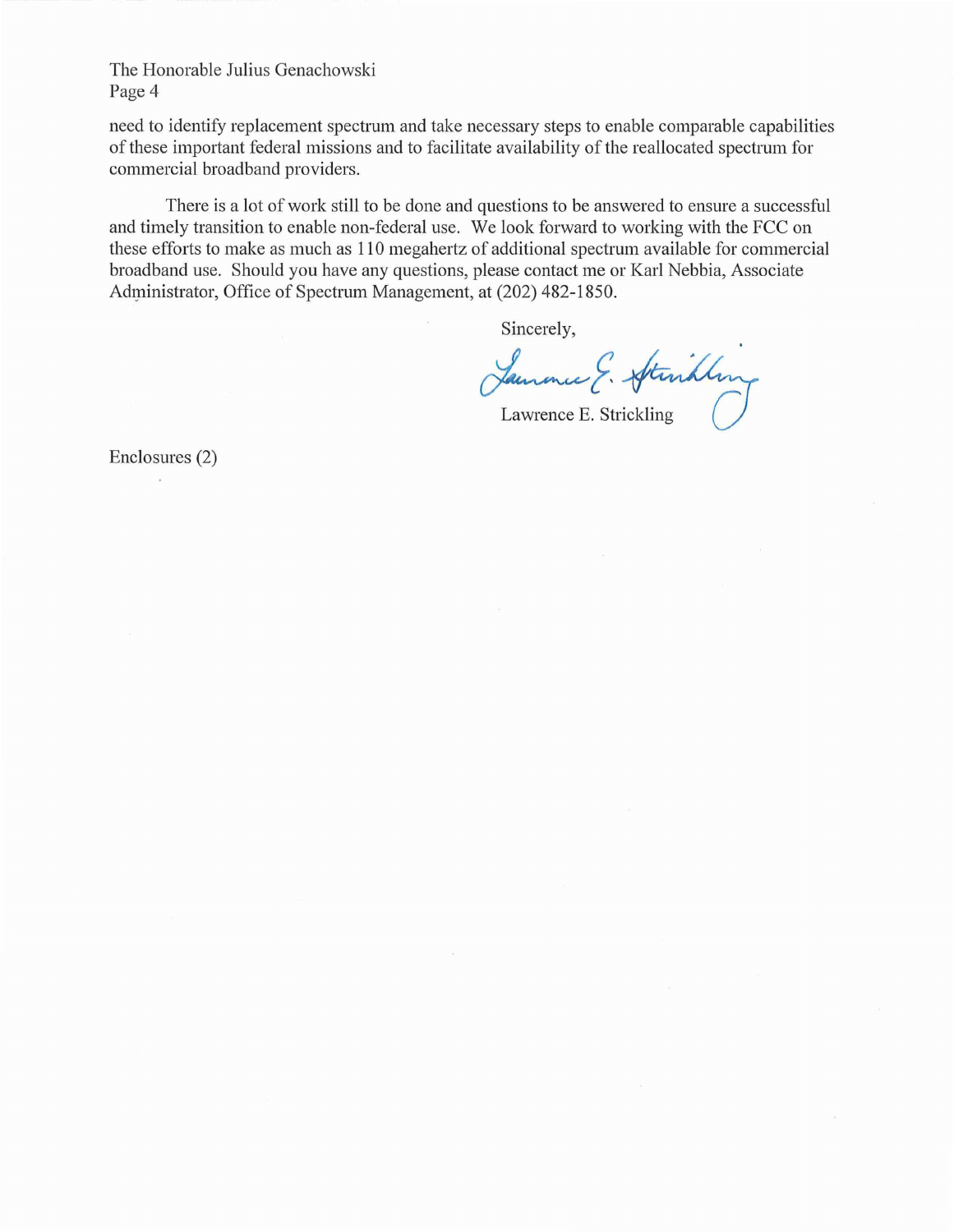need to identify replacement spectrum and take necessary steps to enable comparable capabilities of these important federal missions and to facilitate availability of the reallocated spectrum for commercial broadband providers.

There is a lot of work still to be done and questions to be answered to ensure a successful and timely transition to enable non-federal use. We look forward to working with the FCC on these efforts to make as much as 110 megahertz of additional spectrum available for commercial broadband use. Should you have any questions, please contact me or Karl Nebbia, Associate Administrator, Office of Spectrum Management, at (202) 482-1850.

Sincerely,

Lawrence E. Strickling

Enclosures (2)